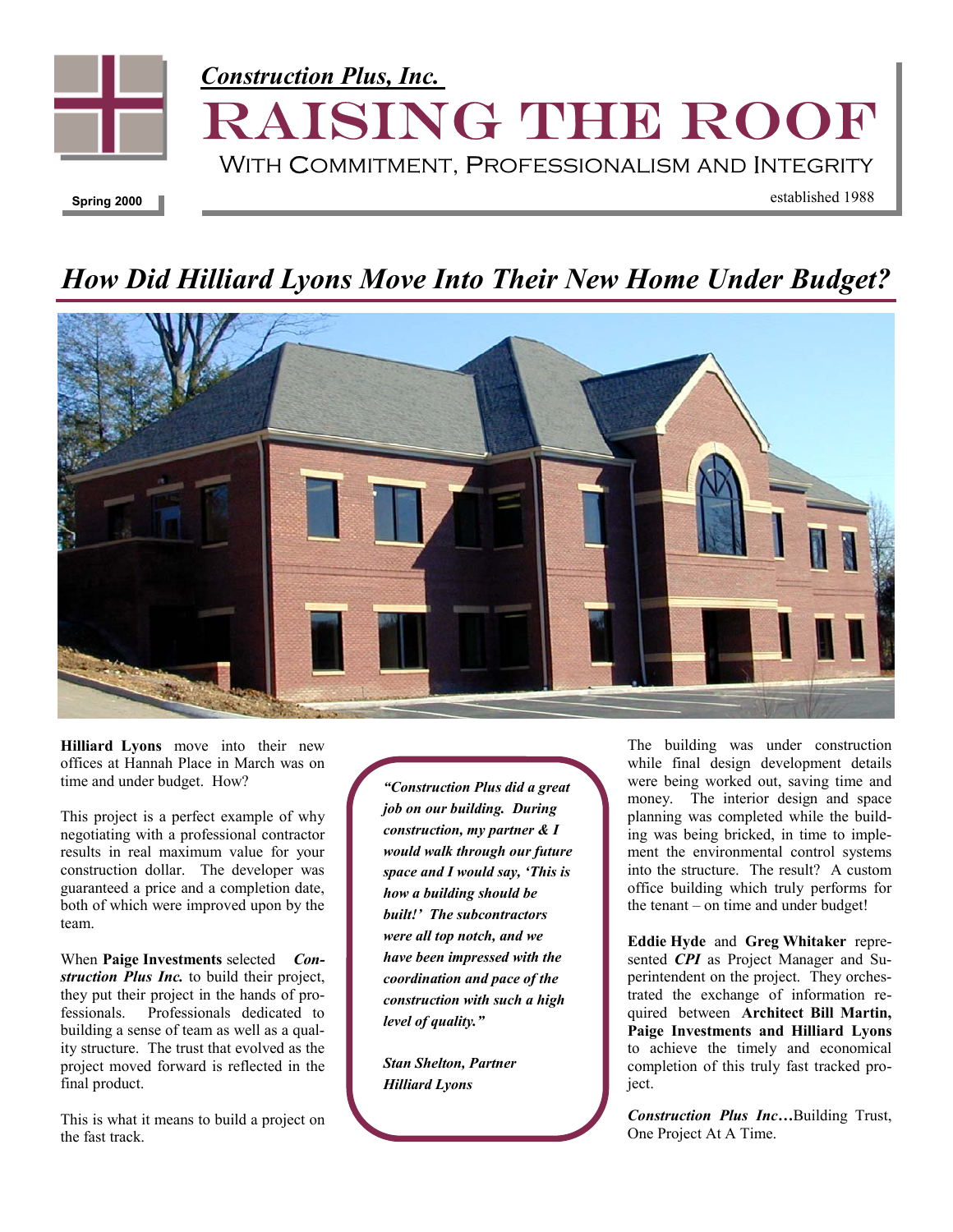*Construction Plus, Inc.*

# RAISING THE ROOF

With Commitment, Professionalism and Integrity

**Spring 2000**

established 1988

## *How Did Hilliard Lyons Move Into Their New Home Under Budget?*

**Hilliard Lyons** move into their new offices at Hannah Place in March was on time and under budget. How?

This project is a perfect example of why negotiating with a professional contractor results in real maximum value for your construction dollar. The developer was guaranteed a price and a completion date, both of which were improved upon by the team.

When **Paige Investments** selected ***Construction Plus Inc.*** to build their project, they put their project in the hands of professionals. Professionals dedicated to building a sense of team as well as a quality structure. The trust that evolved as the project moved forward is reflected in the final product.

This is what it means to build a project on the fast track.

> ***"Construction Plus did a great job on our building. During construction, my partner & I would walk through our future space and I would say, 'This is how a building should be built!' The subcontractors were all top notch, and we have been impressed with the coordination and pace of the construction with such a high level of quality."***
>
> ***Stan Shelton, Partner***
> ***Hilliard Lyons***

The building was under construction while final design development details were being worked out, saving time and money. The interior design and space planning was completed while the building was being bricked, in time to implement the environmental control systems into the structure. The result? A custom office building which truly performs for the tenant – on time and under budget!

**Eddie Hyde** and **Greg Whitaker** represented ***CPI*** as Project Manager and Superintendent on the project. They orchestrated the exchange of information required between **Architect Bill Martin, Paige Investments and Hilliard Lyons** to achieve the timely and economical completion of this truly fast tracked project.

***Construction Plus Inc*…**Building Trust, One Project At A Time.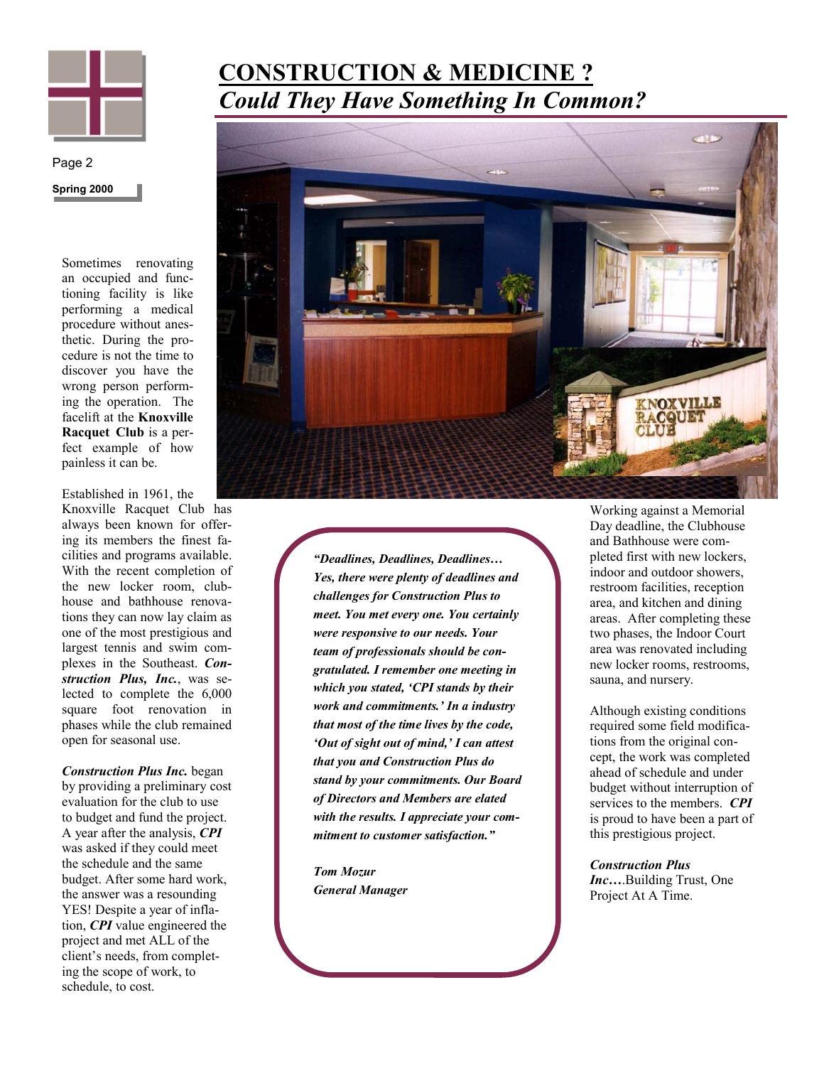# CONSTRUCTION & MEDICINE ?

## *Could They Have Something In Common?*

Sometimes renovating an occupied and functioning facility is like performing a medical procedure without anesthetic. During the procedure is not the time to discover you have the wrong person performing the operation. The facelift at the **Knoxville Racquet Club** is a perfect example of how painless it can be.

Established in 1961, the Knoxville Racquet Club has always been known for offering its members the finest facilities and programs available. With the recent completion of the new locker room, clubhouse and bathhouse renovations they can now lay claim as one of the most prestigious and largest tennis and swim complexes in the Southeast. ***Construction Plus, Inc.***, was selected to complete the 6,000 square foot renovation in phases while the club remained open for seasonal use.

***Construction Plus Inc.*** began by providing a preliminary cost evaluation for the club to use to budget and fund the project. A year after the analysis, ***CPI*** was asked if they could meet the schedule and the same budget. After some hard work, the answer was a resounding YES! Despite a year of inflation, ***CPI*** value engineered the project and met ALL of the client's needs, from completing the scope of work, to schedule, to cost.

***"Deadlines, Deadlines, Deadlines… Yes, there were plenty of deadlines and challenges for Construction Plus to meet. You met every one. You certainly were responsive to our needs. Your team of professionals should be congratulated. I remember one meeting in which you stated, 'CPI stands by their work and commitments.' In a industry that most of the time lives by the code, 'Out of sight out of mind,' I can attest that you and Construction Plus do stand by your commitments. Our Board of Directors and Members are elated with the results. I appreciate your commitment to customer satisfaction."***

***Tom Mozur***
***General Manager***

Working against a Memorial Day deadline, the Clubhouse and Bathhouse were completed first with new lockers, indoor and outdoor showers, restroom facilities, reception area, and kitchen and dining areas. After completing these two phases, the Indoor Court area was renovated including new locker rooms, restrooms, sauna, and nursery.

Although existing conditions required some field modifications from the original concept, the work was completed ahead of schedule and under budget without interruption of services to the members. ***CPI*** is proud to have been a part of this prestigious project.

***Construction Plus Inc…***.Building Trust, One Project At A Time.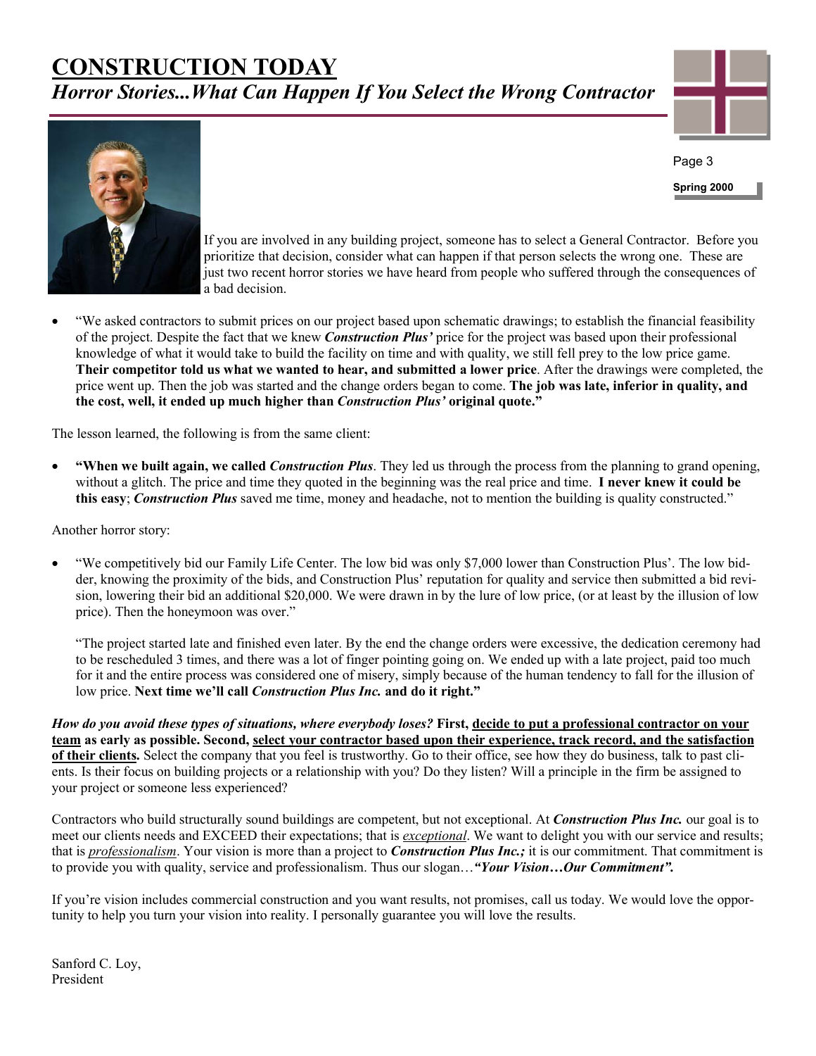// Running header "CONSTRUCTION TODAY" omitted.
## Horror Stories...What Can Happen If You Select the Wrong Contractor

If you are involved in any building project, someone has to select a General Contractor. Before you prioritize that decision, consider what can happen if that person selects the wrong one. These are just two recent horror stories we have heard from people who suffered through the consequences of a bad decision.

- "We asked contractors to submit prices on our project based upon schematic drawings; to establish the financial feasibility of the project. Despite the fact that we knew ***Construction Plus'*** price for the project was based upon their professional knowledge of what it would take to build the facility on time and with quality, we still fell prey to the low price game. **Their competitor told us what we wanted to hear, and submitted a lower price**. After the drawings were completed, the price went up. Then the job was started and the change orders began to come. **The job was late, inferior in quality, and the cost, well, it ended up much higher than *Construction Plus'* original quote."**

The lesson learned, the following is from the same client:

- **"When we built again, we called *Construction Plus***. They led us through the process from the planning to grand opening, without a glitch. The price and time they quoted in the beginning was the real price and time. **I never knew it could be this easy**; ***Construction Plus*** saved me time, money and headache, not to mention the building is quality constructed."

Another horror story:

- "We competitively bid our Family Life Center. The low bid was only $7,000 lower than Construction Plus'. The low bidder, knowing the proximity of the bids, and Construction Plus' reputation for quality and service then submitted a bid revision, lowering their bid an additional $20,000. We were drawn in by the lure of low price, (or at least by the illusion of low price). Then the honeymoon was over."

  "The project started late and finished even later. By the end the change orders were excessive, the dedication ceremony had to be rescheduled 3 times, and there was a lot of finger pointing going on. We ended up with a late project, paid too much for it and the entire process was considered one of misery, simply because of the human tendency to fall for the illusion of low price. **Next time we'll call *Construction Plus Inc.* and do it right."**

***How do you avoid these types of situations, where everybody loses?*** **First, <u>decide to put a professional contractor on your team</u> as early as possible. Second, <u>select your contractor based upon their experience, track record, and the satisfaction of their clients</u>.** Select the company that you feel is trustworthy. Go to their office, see how they do business, talk to past clients. Is their focus on building projects or a relationship with you? Do they listen? Will a principle in the firm be assigned to your project or someone less experienced?

Contractors who build structurally sound buildings are competent, but not exceptional. At ***Construction Plus Inc.*** our goal is to meet our clients needs and EXCEED their expectations; that is <u>*exceptional*</u>. We want to delight you with our service and results; that is <u>*professionalism*</u>. Your vision is more than a project to ***Construction Plus Inc.;*** it is our commitment. That commitment is to provide you with quality, service and professionalism. Thus our slogan…***"Your Vision…Our Commitment".***

If you're vision includes commercial construction and you want results, not promises, call us today. We would love the opportunity to help you turn your vision into reality. I personally guarantee you will love the results.

Sanford C. Loy,
President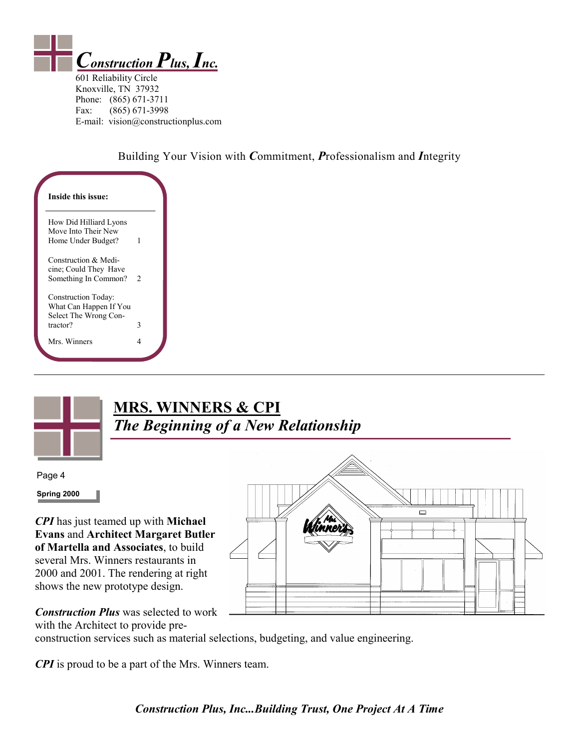# *C*onstruction *P*lus, *I*nc.

601 Reliability Circle
Knoxville, TN 37932
Phone: (865) 671-3711
Fax: (865) 671-3998
E-mail: vision@constructionplus.com

Building Your Vision with ***C***ommitment, ***P***rofessionalism and ***I***ntegrity

**Inside this issue:**

| | |
|---|---|
| How Did Hilliard Lyons Move Into Their New Home Under Budget? | 1 |
| Construction & Medicine; Could They Have Something In Common? | 2 |
| Construction Today: What Can Happen If You Select The Wrong Contractor? | 3 |
| Mrs. Winners | 4 |

## MRS. WINNERS & CPI

## *The Beginning of a New Relationship*

**Spring 2000**

***CPI*** has just teamed up with **Michael Evans** and **Architect Margaret Butler of Martella and Associates**, to build several Mrs. Winners restaurants in 2000 and 2001. The rendering at right shows the new prototype design.

***Construction Plus*** was selected to work with the Architect to provide pre-construction services such as material selections, budgeting, and value engineering.

***CPI*** is proud to be a part of the Mrs. Winners team.

***Construction Plus, Inc...Building Trust, One Project At A Time***